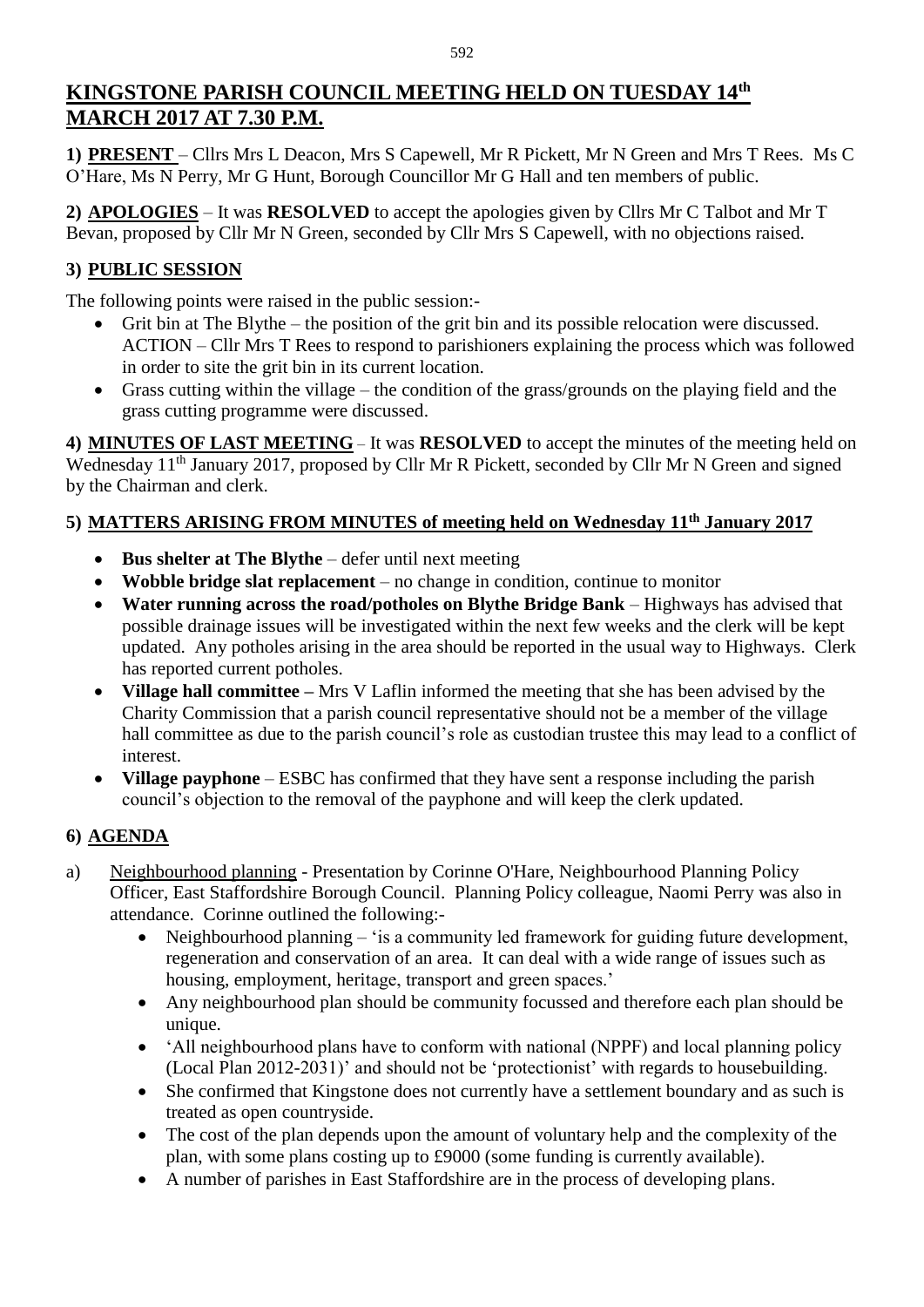# KINGSTONE PARISH COUNCIL MEETING HELD ON TUESDAY 14th MARCH 2017 AT 7.30 P.M.

**1) PRESENT** – Cllrs Mrs L Deacon, Mrs S Capewell, Mr R Pickett, Mr N Green and Mrs T Rees. Ms C O'Hare, Ms N Perry, Mr G Hunt, Borough Councillor Mr G Hall and ten members of public.

**2) APOLOGIES** – It was **RESOLVED** to accept the apologies given by Cllrs Mr C Talbot and Mr T Bevan, proposed by Cllr Mr N Green, seconded by Cllr Mrs S Capewell, with no objections raised.

## 3) PUBLIC SESSION

The following points were raised in the public session:-

- Grit bin at The Blythe – the position of the grit bin and its possible relocation were discussed. ACTION – Cllr Mrs T Rees to respond to parishioners explaining the process which was followed in order to site the grit bin in its current location.
- Grass cutting within the village – the condition of the grass/grounds on the playing field and the grass cutting programme were discussed.

**4) MINUTES OF LAST MEETING** – It was **RESOLVED** to accept the minutes of the meeting held on Wednesday 11th January 2017, proposed by Cllr Mr R Pickett, seconded by Cllr Mr N Green and signed by the Chairman and clerk.

## 5) MATTERS ARISING FROM MINUTES of meeting held on Wednesday 11th January 2017

- **Bus shelter at The Blythe** – defer until next meeting
- **Wobble bridge slat replacement** – no change in condition, continue to monitor
- **Water running across the road/potholes on Blythe Bridge Bank** – Highways has advised that possible drainage issues will be investigated within the next few weeks and the clerk will be kept updated. Any potholes arising in the area should be reported in the usual way to Highways. Clerk has reported current potholes.
- **Village hall committee –** Mrs V Laflin informed the meeting that she has been advised by the Charity Commission that a parish council representative should not be a member of the village hall committee as due to the parish council's role as custodian trustee this may lead to a conflict of interest.
- **Village payphone** – ESBC has confirmed that they have sent a response including the parish council's objection to the removal of the payphone and will keep the clerk updated.

## 6) AGENDA

a) Neighbourhood planning - Presentation by Corinne O'Hare, Neighbourhood Planning Policy Officer, East Staffordshire Borough Council. Planning Policy colleague, Naomi Perry was also in attendance. Corinne outlined the following:-

- Neighbourhood planning – 'is a community led framework for guiding future development, regeneration and conservation of an area. It can deal with a wide range of issues such as housing, employment, heritage, transport and green spaces.'
- Any neighbourhood plan should be community focussed and therefore each plan should be unique.
- 'All neighbourhood plans have to conform with national (NPPF) and local planning policy (Local Plan 2012-2031)' and should not be 'protectionist' with regards to housebuilding.
- She confirmed that Kingstone does not currently have a settlement boundary and as such is treated as open countryside.
- The cost of the plan depends upon the amount of voluntary help and the complexity of the plan, with some plans costing up to £9000 (some funding is currently available).
- A number of parishes in East Staffordshire are in the process of developing plans.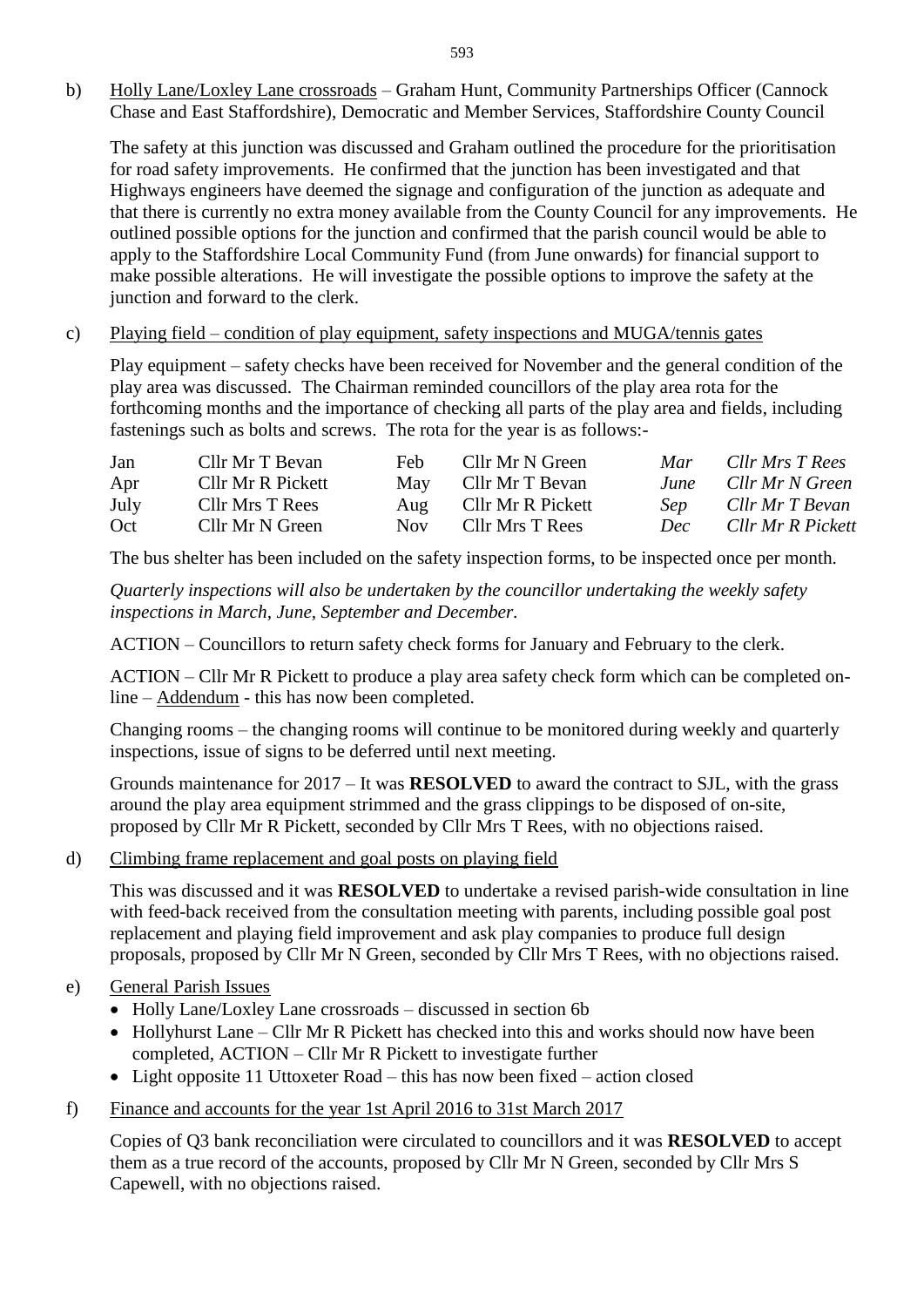b) Holly Lane/Loxley Lane crossroads – Graham Hunt, Community Partnerships Officer (Cannock Chase and East Staffordshire), Democratic and Member Services, Staffordshire County Council

The safety at this junction was discussed and Graham outlined the procedure for the prioritisation for road safety improvements. He confirmed that the junction has been investigated and that Highways engineers have deemed the signage and configuration of the junction as adequate and that there is currently no extra money available from the County Council for any improvements. He outlined possible options for the junction and confirmed that the parish council would be able to apply to the Staffordshire Local Community Fund (from June onwards) for financial support to make possible alterations. He will investigate the possible options to improve the safety at the junction and forward to the clerk.

c) Playing field – condition of play equipment, safety inspections and MUGA/tennis gates

Play equipment – safety checks have been received for November and the general condition of the play area was discussed. The Chairman reminded councillors of the play area rota for the forthcoming months and the importance of checking all parts of the play area and fields, including fastenings such as bolts and screws. The rota for the year is as follows:-

| | | | | | |
|---|---|---|---|---|---|
| Jan | Cllr Mr T Bevan | Feb | Cllr Mr N Green | *Mar* | *Cllr Mrs T Rees* |
| Apr | Cllr Mr R Pickett | May | Cllr Mr T Bevan | *June* | *Cllr Mr N Green* |
| July | Cllr Mrs T Rees | Aug | Cllr Mr R Pickett | *Sep* | *Cllr Mr T Bevan* |
| Oct | Cllr Mr N Green | Nov | Cllr Mrs T Rees | *Dec* | *Cllr Mr R Pickett* |

The bus shelter has been included on the safety inspection forms, to be inspected once per month.

*Quarterly inspections will also be undertaken by the councillor undertaking the weekly safety inspections in March, June, September and December.*

ACTION – Councillors to return safety check forms for January and February to the clerk.

ACTION – Cllr Mr R Pickett to produce a play area safety check form which can be completed on-line – Addendum - this has now been completed.

Changing rooms – the changing rooms will continue to be monitored during weekly and quarterly inspections, issue of signs to be deferred until next meeting.

Grounds maintenance for 2017 – It was **RESOLVED** to award the contract to SJL, with the grass around the play area equipment strimmed and the grass clippings to be disposed of on-site, proposed by Cllr Mr R Pickett, seconded by Cllr Mrs T Rees, with no objections raised.

d) Climbing frame replacement and goal posts on playing field

This was discussed and it was **RESOLVED** to undertake a revised parish-wide consultation in line with feed-back received from the consultation meeting with parents, including possible goal post replacement and playing field improvement and ask play companies to produce full design proposals, proposed by Cllr Mr N Green, seconded by Cllr Mrs T Rees, with no objections raised.

e) General Parish Issues

- Holly Lane/Loxley Lane crossroads – discussed in section 6b
- Hollyhurst Lane – Cllr Mr R Pickett has checked into this and works should now have been completed, ACTION – Cllr Mr R Pickett to investigate further
- Light opposite 11 Uttoxeter Road – this has now been fixed – action closed

f) Finance and accounts for the year 1st April 2016 to 31st March 2017

Copies of Q3 bank reconciliation were circulated to councillors and it was **RESOLVED** to accept them as a true record of the accounts, proposed by Cllr Mr N Green, seconded by Cllr Mrs S Capewell, with no objections raised.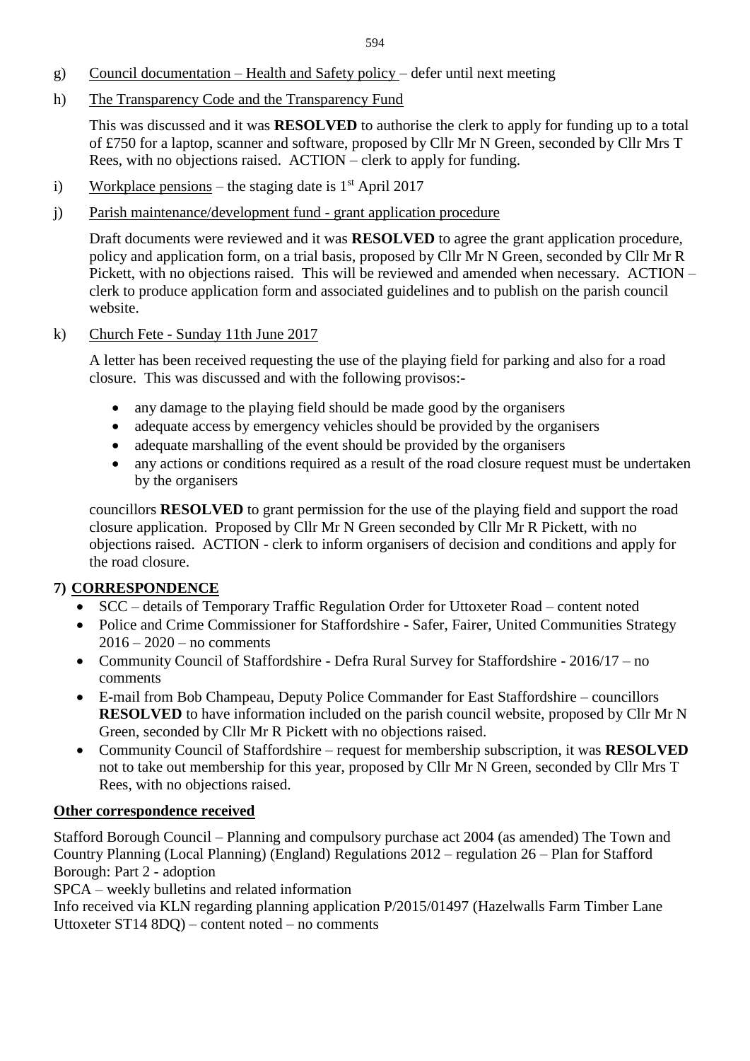g) Council documentation – Health and Safety policy – defer until next meeting

h) The Transparency Code and the Transparency Fund

This was discussed and it was **RESOLVED** to authorise the clerk to apply for funding up to a total of £750 for a laptop, scanner and software, proposed by Cllr Mr N Green, seconded by Cllr Mrs T Rees, with no objections raised. ACTION – clerk to apply for funding.

i) Workplace pensions – the staging date is 1st April 2017

j) Parish maintenance/development fund - grant application procedure

Draft documents were reviewed and it was **RESOLVED** to agree the grant application procedure, policy and application form, on a trial basis, proposed by Cllr Mr N Green, seconded by Cllr Mr R Pickett, with no objections raised. This will be reviewed and amended when necessary. ACTION – clerk to produce application form and associated guidelines and to publish on the parish council website.

k) Church Fete - Sunday 11th June 2017

A letter has been received requesting the use of the playing field for parking and also for a road closure. This was discussed and with the following provisos:-

- any damage to the playing field should be made good by the organisers
- adequate access by emergency vehicles should be provided by the organisers
- adequate marshalling of the event should be provided by the organisers
- any actions or conditions required as a result of the road closure request must be undertaken by the organisers

councillors **RESOLVED** to grant permission for the use of the playing field and support the road closure application. Proposed by Cllr Mr N Green seconded by Cllr Mr R Pickett, with no objections raised. ACTION - clerk to inform organisers of decision and conditions and apply for the road closure.

## 7) CORRESPONDENCE

- SCC – details of Temporary Traffic Regulation Order for Uttoxeter Road – content noted
- Police and Crime Commissioner for Staffordshire - Safer, Fairer, United Communities Strategy 2016 – 2020 – no comments
- Community Council of Staffordshire - Defra Rural Survey for Staffordshire - 2016/17 – no comments
- E-mail from Bob Champeau, Deputy Police Commander for East Staffordshire – councillors **RESOLVED** to have information included on the parish council website, proposed by Cllr Mr N Green, seconded by Cllr Mr R Pickett with no objections raised.
- Community Council of Staffordshire – request for membership subscription, it was **RESOLVED** not to take out membership for this year, proposed by Cllr Mr N Green, seconded by Cllr Mrs T Rees, with no objections raised.

**Other correspondence received**

Stafford Borough Council – Planning and compulsory purchase act 2004 (as amended) The Town and Country Planning (Local Planning) (England) Regulations 2012 – regulation 26 – Plan for Stafford Borough: Part 2 - adoption

SPCA – weekly bulletins and related information

Info received via KLN regarding planning application P/2015/01497 (Hazelwalls Farm Timber Lane Uttoxeter ST14 8DQ) – content noted – no comments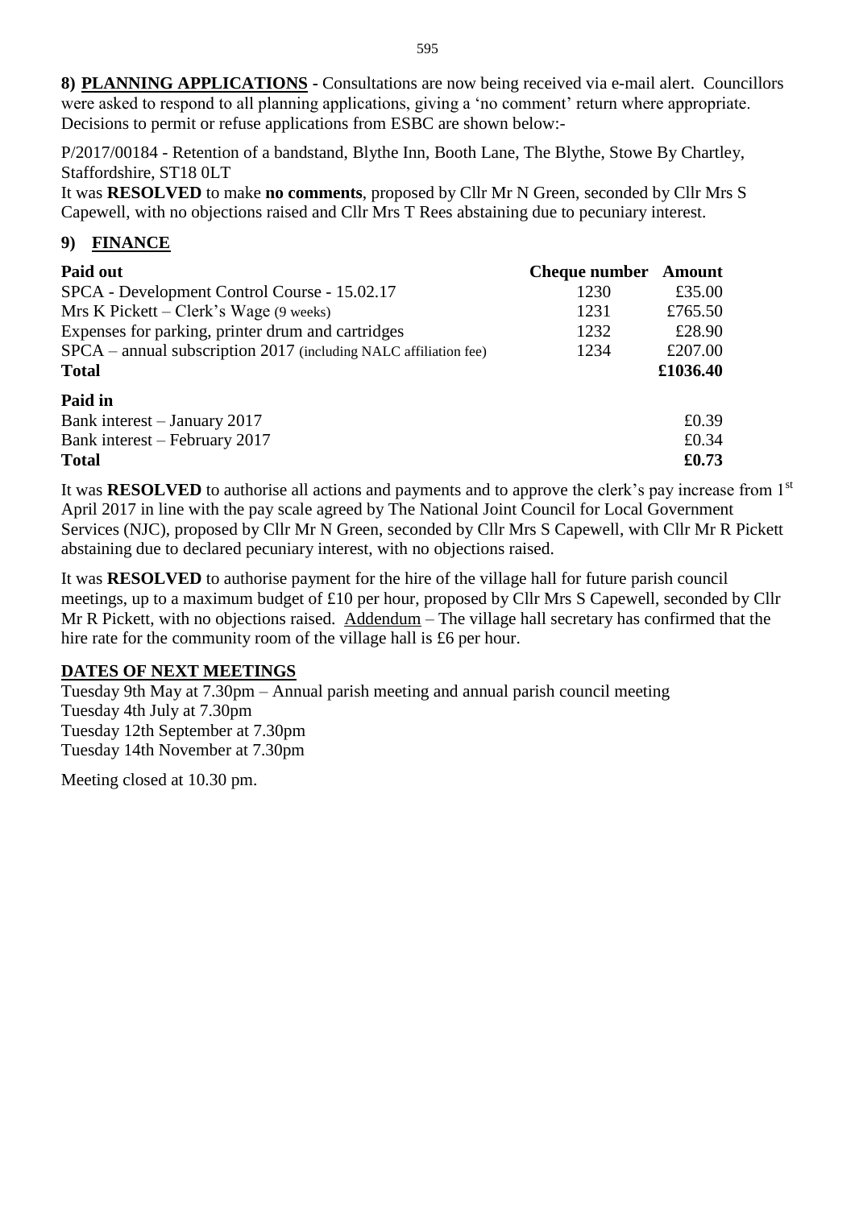**8) PLANNING APPLICATIONS -** Consultations are now being received via e-mail alert. Councillors were asked to respond to all planning applications, giving a 'no comment' return where appropriate. Decisions to permit or refuse applications from ESBC are shown below:-

P/2017/00184 - Retention of a bandstand, Blythe Inn, Booth Lane, The Blythe, Stowe By Chartley, Staffordshire, ST18 0LT
It was **RESOLVED** to make **no comments**, proposed by Cllr Mr N Green, seconded by Cllr Mrs S Capewell, with no objections raised and Cllr Mrs T Rees abstaining due to pecuniary interest.

## 9) FINANCE

| **Paid out** | **Cheque number** | **Amount** |
|---|---|---|
| SPCA - Development Control Course - 15.02.17 | 1230 | £35.00 |
| Mrs K Pickett – Clerk's Wage (9 weeks) | 1231 | £765.50 |
| Expenses for parking, printer drum and cartridges | 1232 | £28.90 |
| SPCA – annual subscription 2017 (including NALC affiliation fee) | 1234 | £207.00 |
| **Total** | | **£1036.40** |
| **Paid in** | | |
| Bank interest – January 2017 | | £0.39 |
| Bank interest – February 2017 | | £0.34 |
| **Total** | | **£0.73** |

It was **RESOLVED** to authorise all actions and payments and to approve the clerk's pay increase from 1st April 2017 in line with the pay scale agreed by The National Joint Council for Local Government Services (NJC), proposed by Cllr Mr N Green, seconded by Cllr Mrs S Capewell, with Cllr Mr R Pickett abstaining due to declared pecuniary interest, with no objections raised.

It was **RESOLVED** to authorise payment for the hire of the village hall for future parish council meetings, up to a maximum budget of £10 per hour, proposed by Cllr Mrs S Capewell, seconded by Cllr Mr R Pickett, with no objections raised. Addendum – The village hall secretary has confirmed that the hire rate for the community room of the village hall is £6 per hour.

## DATES OF NEXT MEETINGS

Tuesday 9th May at 7.30pm – Annual parish meeting and annual parish council meeting
Tuesday 4th July at 7.30pm
Tuesday 12th September at 7.30pm
Tuesday 14th November at 7.30pm

Meeting closed at 10.30 pm.